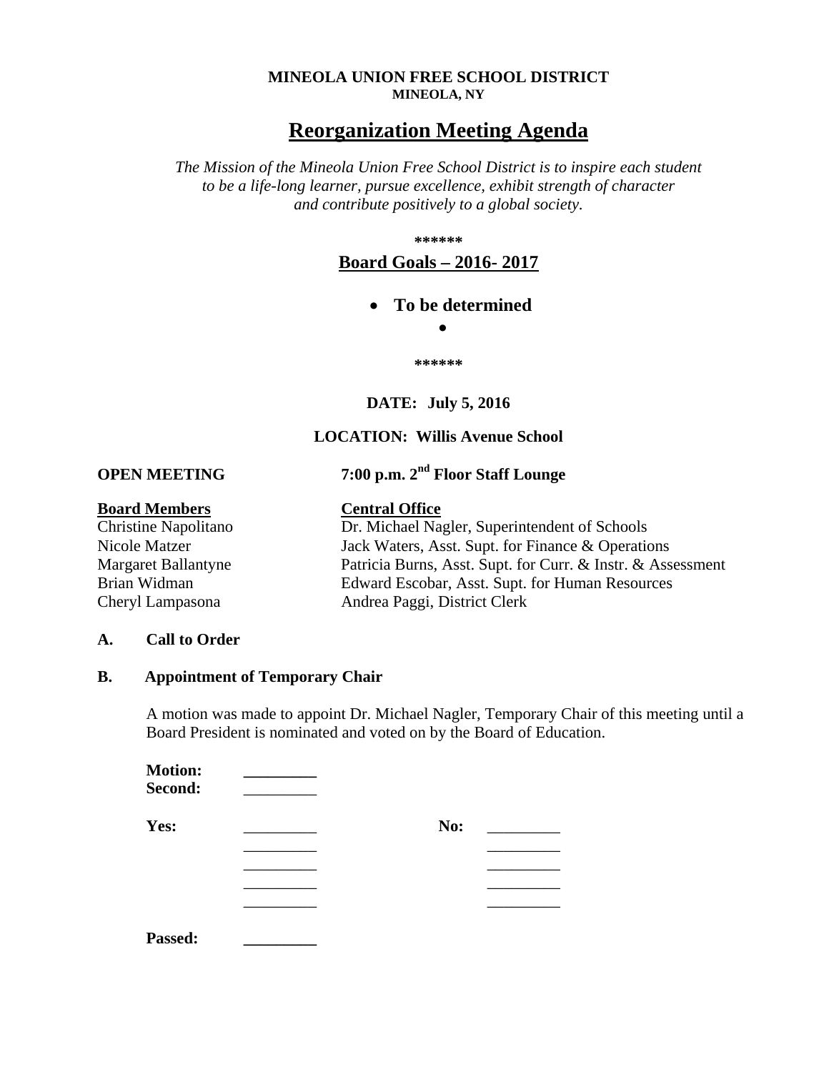**MINEOLA UNION FREE SCHOOL DISTRICT**
**MINEOLA, NY**

# Reorganization Meeting Agenda

*The Mission of the Mineola Union Free School District is to inspire each student to be a life-long learner, pursue excellence, exhibit strength of character and contribute positively to a global society.*

**\*\*\*\*\*\***

**Board Goals – 2016- 2017**

- **To be determined**
-

**\*\*\*\*\*\***

**DATE: July 5, 2016**

**LOCATION: Willis Avenue School**

**OPEN MEETING** **7:00 p.m. 2nd Floor Staff Lounge**

| **Board Members** | **Central Office** |
|---|---|
| Christine Napolitano | Dr. Michael Nagler, Superintendent of Schools |
| Nicole Matzer | Jack Waters, Asst. Supt. for Finance & Operations |
| Margaret Ballantyne | Patricia Burns, Asst. Supt. for Curr. & Instr. & Assessment |
| Brian Widman | Edward Escobar, Asst. Supt. for Human Resources |
| Cheryl Lampasona | Andrea Paggi, District Clerk |

**A. Call to Order**

**B. Appointment of Temporary Chair**

A motion was made to appoint Dr. Michael Nagler, Temporary Chair of this meeting until a Board President is nominated and voted on by the Board of Education.

**Motion:** _________
**Second:** _________

**Yes:** _________ **No:** _________
_________ _________
_________ _________
_________ _________
_________ _________

**Passed:** _________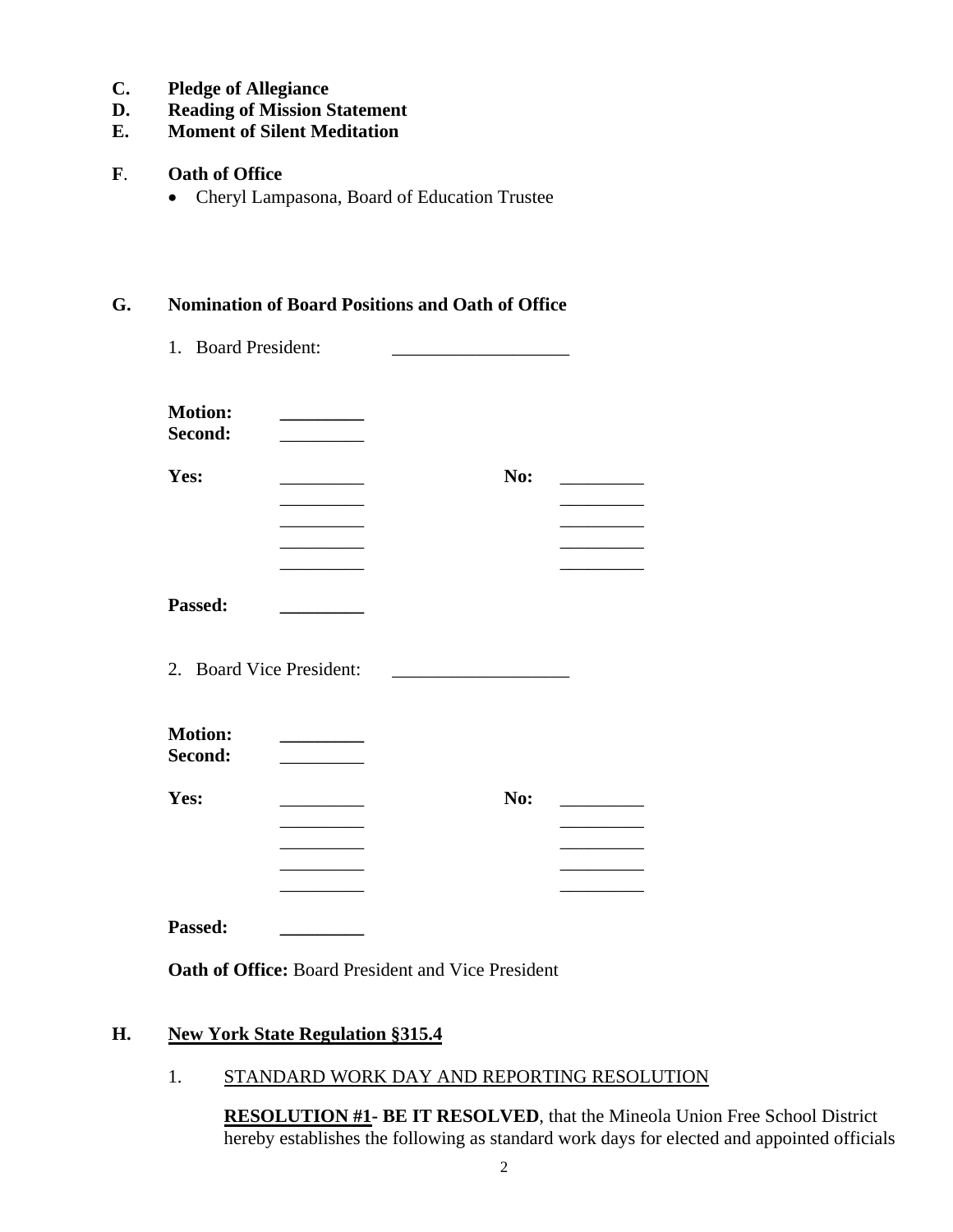**C. Pledge of Allegiance**

**D. Reading of Mission Statement**

**E. Moment of Silent Meditation**

**F. Oath of Office**

- Cheryl Lampasona, Board of Education Trustee

**G. Nomination of Board Positions and Oath of Office**

1. Board President: ___________________

**Motion:** _________
**Second:** _________

| **Yes:** | | **No:** | |
|---|---|---|---|
| | _________ | | _________ |
| | _________ | | _________ |
| | _________ | | _________ |
| | _________ | | _________ |
| | _________ | | _________ |

**Passed:** _________

2. Board Vice President: ___________________

**Motion:** _________
**Second:** _________

| **Yes:** | | **No:** | |
|---|---|---|---|
| | _________ | | _________ |
| | _________ | | _________ |
| | _________ | | _________ |
| | _________ | | _________ |
| | _________ | | _________ |

**Passed:** _________

**Oath of Office:** Board President and Vice President

**H. <u>New York State Regulation §315.4</u>**

1. <u>STANDARD WORK DAY AND REPORTING RESOLUTION</u>

**<u>RESOLUTION #1</u>- BE IT RESOLVED**, that the Mineola Union Free School District hereby establishes the following as standard work days for elected and appointed officials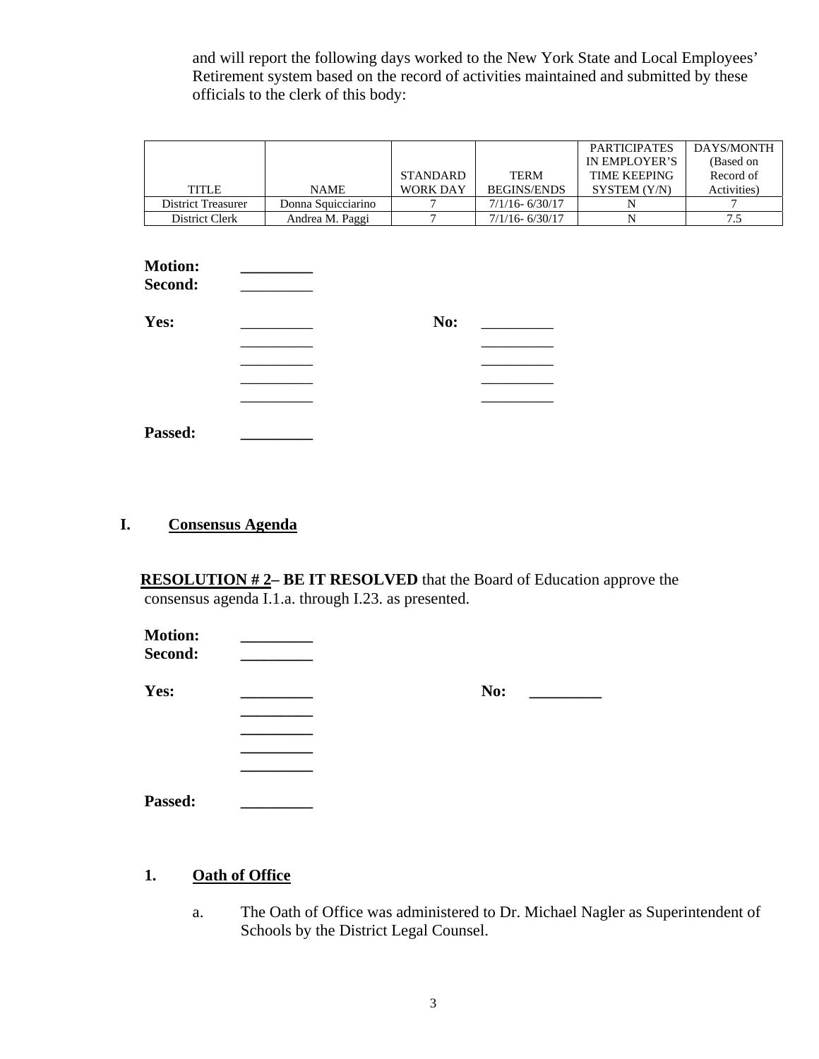and will report the following days worked to the New York State and Local Employees' Retirement system based on the record of activities maintained and submitted by these officials to the clerk of this body:

| TITLE | NAME | STANDARD WORK DAY | TERM BEGINS/ENDS | PARTICIPATES IN EMPLOYER'S TIME KEEPING SYSTEM (Y/N) | DAYS/MONTH (Based on Record of Activities) |
|---|---|---|---|---|---|
| District Treasurer | Donna Squicciarino | 7 | 7/1/16- 6/30/17 | N | 7 |
| District Clerk | Andrea M. Paggi | 7 | 7/1/16- 6/30/17 | N | 7.5 |

**Motion:** _________
**Second:** _________

**Yes:** _________ **No:** _________
_________ _________
_________ _________
_________ _________
_________ _________

**Passed:** _________

## I. Consensus Agenda

**RESOLUTION # 2– BE IT RESOLVED** that the Board of Education approve the consensus agenda I.1.a. through I.23. as presented.

**Motion:** _________
**Second:** _________

**Yes:** _________ **No:** _________
_________
_________
_________
_________

**Passed:** _________

### 1. Oath of Office

a. The Oath of Office was administered to Dr. Michael Nagler as Superintendent of Schools by the District Legal Counsel.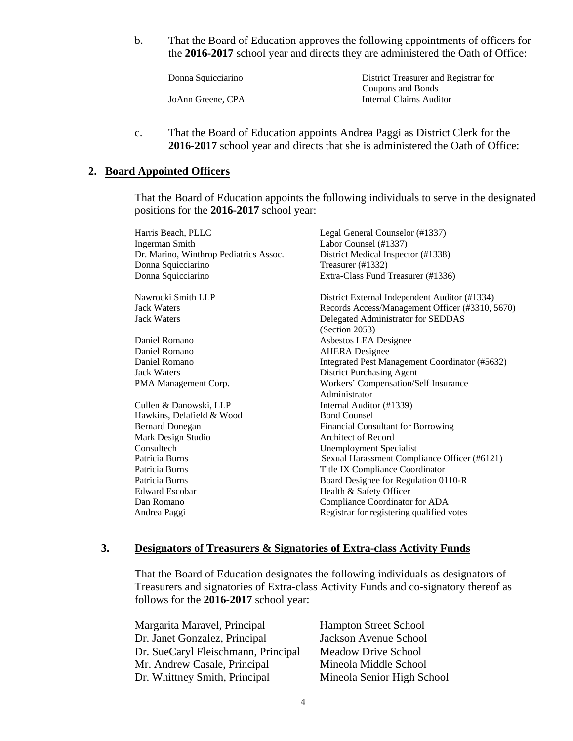b. That the Board of Education approves the following appointments of officers for the **2016-2017** school year and directs they are administered the Oath of Office:

| | |
|---|---|
| Donna Squicciarino | District Treasurer and Registrar for Coupons and Bonds |
| JoAnn Greene, CPA | Internal Claims Auditor |

c. That the Board of Education appoints Andrea Paggi as District Clerk for the **2016-2017** school year and directs that she is administered the Oath of Office:

## 2. Board Appointed Officers

That the Board of Education appoints the following individuals to serve in the designated positions for the **2016-2017** school year:

| | |
|---|---|
| Harris Beach, PLLC | Legal General Counselor (#1337) |
| Ingerman Smith | Labor Counsel (#1337) |
| Dr. Marino, Winthrop Pediatrics Assoc. | District Medical Inspector (#1338) |
| Donna Squicciarino | Treasurer (#1332) |
| Donna Squicciarino | Extra-Class Fund Treasurer (#1336) |
| Nawrocki Smith LLP | District External Independent Auditor (#1334) |
| Jack Waters | Records Access/Management Officer (#3310, 5670) |
| Jack Waters | Delegated Administrator for SEDDAS (Section 2053) |
| Daniel Romano | Asbestos LEA Designee |
| Daniel Romano | AHERA Designee |
| Daniel Romano | Integrated Pest Management Coordinator (#5632) |
| Jack Waters | District Purchasing Agent |
| PMA Management Corp. | Workers' Compensation/Self Insurance Administrator |
| Cullen & Danowski, LLP | Internal Auditor (#1339) |
| Hawkins, Delafield & Wood | Bond Counsel |
| Bernard Donegan | Financial Consultant for Borrowing |
| Mark Design Studio | Architect of Record |
| Consultech | Unemployment Specialist |
| Patricia Burns | Sexual Harassment Compliance Officer (#6121) |
| Patricia Burns | Title IX Compliance Coordinator |
| Patricia Burns | Board Designee for Regulation 0110-R |
| Edward Escobar | Health & Safety Officer |
| Dan Romano | Compliance Coordinator for ADA |
| Andrea Paggi | Registrar for registering qualified votes |

## 3. Designators of Treasurers & Signatories of Extra-class Activity Funds

That the Board of Education designates the following individuals as designators of Treasurers and signatories of Extra-class Activity Funds and co-signatory thereof as follows for the **2016-2017** school year:

| | |
|---|---|
| Margarita Maravel, Principal | Hampton Street School |
| Dr. Janet Gonzalez, Principal | Jackson Avenue School |
| Dr. SueCaryl Fleischmann, Principal | Meadow Drive School |
| Mr. Andrew Casale, Principal | Mineola Middle School |
| Dr. Whittney Smith, Principal | Mineola Senior High School |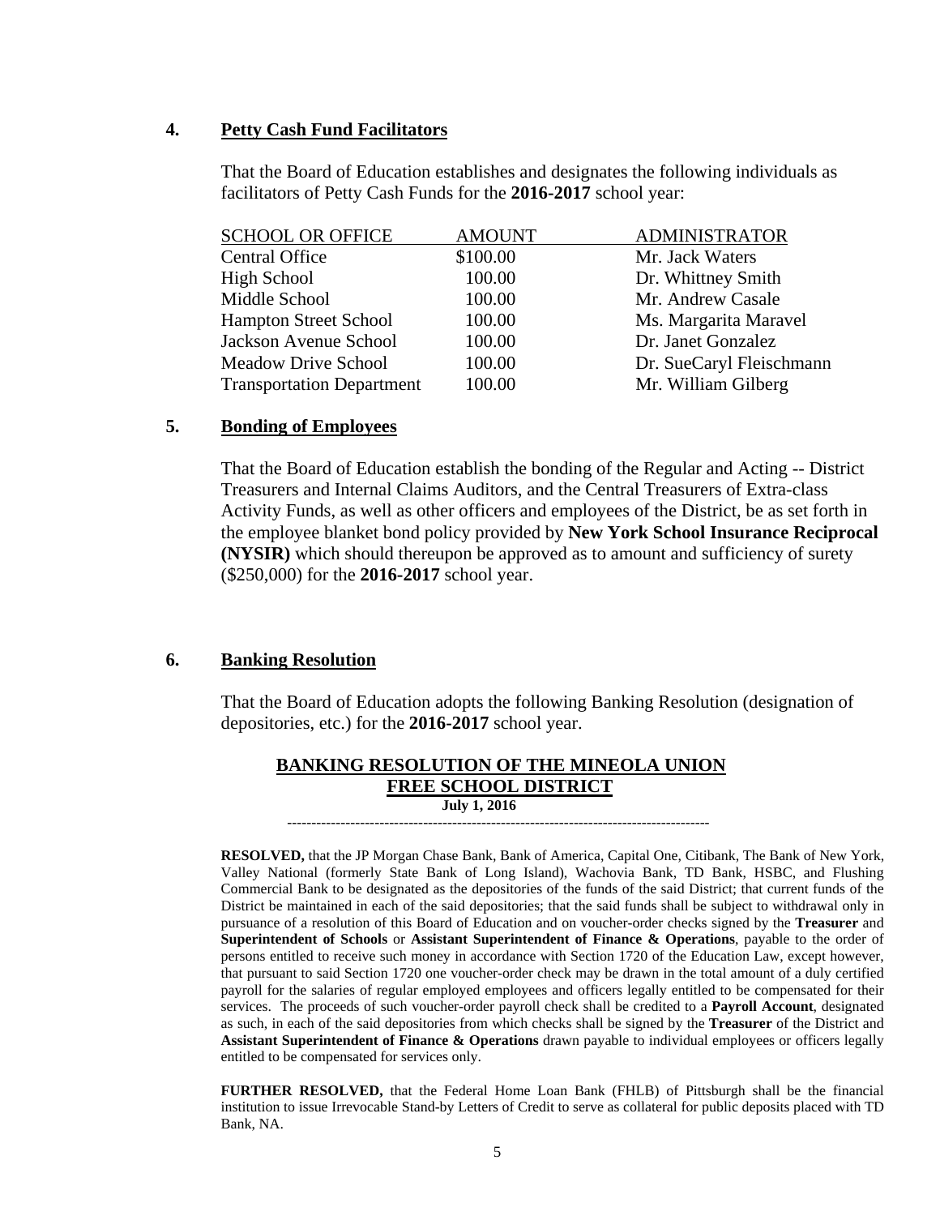### 4. Petty Cash Fund Facilitators

That the Board of Education establishes and designates the following individuals as facilitators of Petty Cash Funds for the **2016-2017** school year:

| SCHOOL OR OFFICE | AMOUNT | ADMINISTRATOR |
| --- | --- | --- |
| Central Office | $100.00 | Mr. Jack Waters |
| High School | 100.00 | Dr. Whittney Smith |
| Middle School | 100.00 | Mr. Andrew Casale |
| Hampton Street School | 100.00 | Ms. Margarita Maravel |
| Jackson Avenue School | 100.00 | Dr. Janet Gonzalez |
| Meadow Drive School | 100.00 | Dr. SueCaryl Fleischmann |
| Transportation Department | 100.00 | Mr. William Gilberg |

### 5. Bonding of Employees

That the Board of Education establish the bonding of the Regular and Acting -- District Treasurers and Internal Claims Auditors, and the Central Treasurers of Extra-class Activity Funds, as well as other officers and employees of the District, be as set forth in the employee blanket bond policy provided by **New York School Insurance Reciprocal (NYSIR)** which should thereupon be approved as to amount and sufficiency of surety ($250,000) for the **2016-2017** school year.

### 6. Banking Resolution

That the Board of Education adopts the following Banking Resolution (designation of depositories, etc.) for the **2016-2017** school year.

**BANKING RESOLUTION OF THE MINEOLA UNION FREE SCHOOL DISTRICT**

**July 1, 2016**

---

**RESOLVED,** that the JP Morgan Chase Bank, Bank of America, Capital One, Citibank, The Bank of New York, Valley National (formerly State Bank of Long Island), Wachovia Bank, TD Bank, HSBC, and Flushing Commercial Bank to be designated as the depositories of the funds of the said District; that current funds of the District be maintained in each of the said depositories; that the said funds shall be subject to withdrawal only in pursuance of a resolution of this Board of Education and on voucher-order checks signed by the **Treasurer** and **Superintendent of Schools** or **Assistant Superintendent of Finance & Operations**, payable to the order of persons entitled to receive such money in accordance with Section 1720 of the Education Law, except however, that pursuant to said Section 1720 one voucher-order check may be drawn in the total amount of a duly certified payroll for the salaries of regular employed employees and officers legally entitled to be compensated for their services. The proceeds of such voucher-order payroll check shall be credited to a **Payroll Account**, designated as such, in each of the said depositories from which checks shall be signed by the **Treasurer** of the District and **Assistant Superintendent of Finance & Operations** drawn payable to individual employees or officers legally entitled to be compensated for services only.

**FURTHER RESOLVED,** that the Federal Home Loan Bank (FHLB) of Pittsburgh shall be the financial institution to issue Irrevocable Stand-by Letters of Credit to serve as collateral for public deposits placed with TD Bank, NA.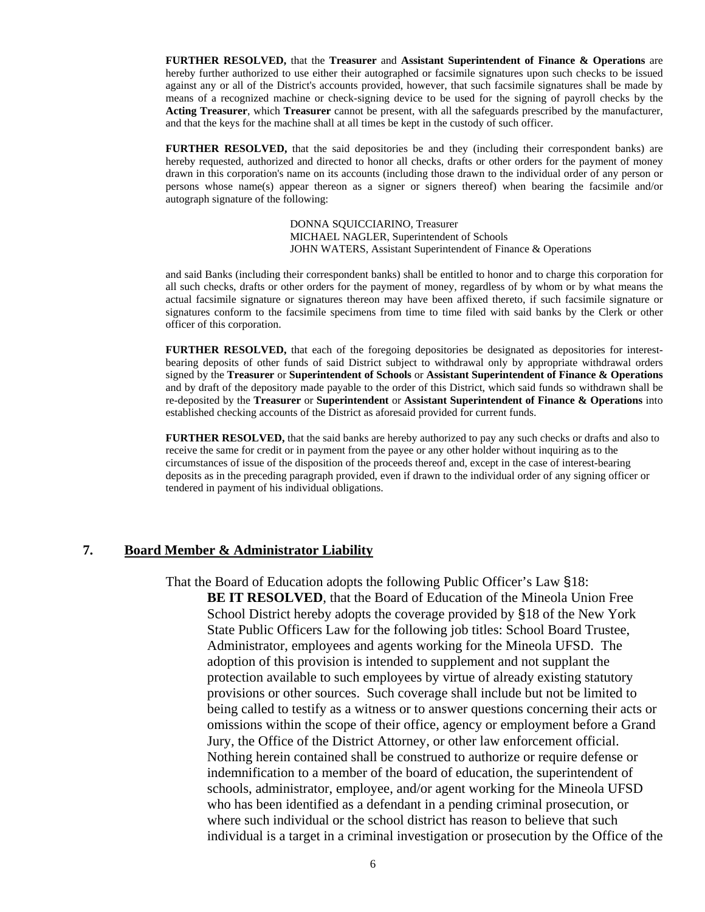**FURTHER RESOLVED,** that the **Treasurer** and **Assistant Superintendent of Finance & Operations** are hereby further authorized to use either their autographed or facsimile signatures upon such checks to be issued against any or all of the District's accounts provided, however, that such facsimile signatures shall be made by means of a recognized machine or check-signing device to be used for the signing of payroll checks by the **Acting Treasurer**, which **Treasurer** cannot be present, with all the safeguards prescribed by the manufacturer, and that the keys for the machine shall at all times be kept in the custody of such officer.

**FURTHER RESOLVED,** that the said depositories be and they (including their correspondent banks) are hereby requested, authorized and directed to honor all checks, drafts or other orders for the payment of money drawn in this corporation's name on its accounts (including those drawn to the individual order of any person or persons whose name(s) appear thereon as a signer or signers thereof) when bearing the facsimile and/or autograph signature of the following:

DONNA SQUICCIARINO, Treasurer
MICHAEL NAGLER, Superintendent of Schools
JOHN WATERS, Assistant Superintendent of Finance & Operations

and said Banks (including their correspondent banks) shall be entitled to honor and to charge this corporation for all such checks, drafts or other orders for the payment of money, regardless of by whom or by what means the actual facsimile signature or signatures thereon may have been affixed thereto, if such facsimile signature or signatures conform to the facsimile specimens from time to time filed with said banks by the Clerk or other officer of this corporation.

**FURTHER RESOLVED,** that each of the foregoing depositories be designated as depositories for interest-bearing deposits of other funds of said District subject to withdrawal only by appropriate withdrawal orders signed by the **Treasurer** or **Superintendent of Schools** or **Assistant Superintendent of Finance & Operations** and by draft of the depository made payable to the order of this District, which said funds so withdrawn shall be re-deposited by the **Treasurer** or **Superintendent** or **Assistant Superintendent of Finance & Operations** into established checking accounts of the District as aforesaid provided for current funds.

**FURTHER RESOLVED,** that the said banks are hereby authorized to pay any such checks or drafts and also to receive the same for credit or in payment from the payee or any other holder without inquiring as to the circumstances of issue of the disposition of the proceeds thereof and, except in the case of interest-bearing deposits as in the preceding paragraph provided, even if drawn to the individual order of any signing officer or tendered in payment of his individual obligations.

## 7. Board Member & Administrator Liability

That the Board of Education adopts the following Public Officer's Law §18:

**BE IT RESOLVED**, that the Board of Education of the Mineola Union Free School District hereby adopts the coverage provided by §18 of the New York State Public Officers Law for the following job titles: School Board Trustee, Administrator, employees and agents working for the Mineola UFSD. The adoption of this provision is intended to supplement and not supplant the protection available to such employees by virtue of already existing statutory provisions or other sources. Such coverage shall include but not be limited to being called to testify as a witness or to answer questions concerning their acts or omissions within the scope of their office, agency or employment before a Grand Jury, the Office of the District Attorney, or other law enforcement official. Nothing herein contained shall be construed to authorize or require defense or indemnification to a member of the board of education, the superintendent of schools, administrator, employee, and/or agent working for the Mineola UFSD who has been identified as a defendant in a pending criminal prosecution, or where such individual or the school district has reason to believe that such individual is a target in a criminal investigation or prosecution by the Office of the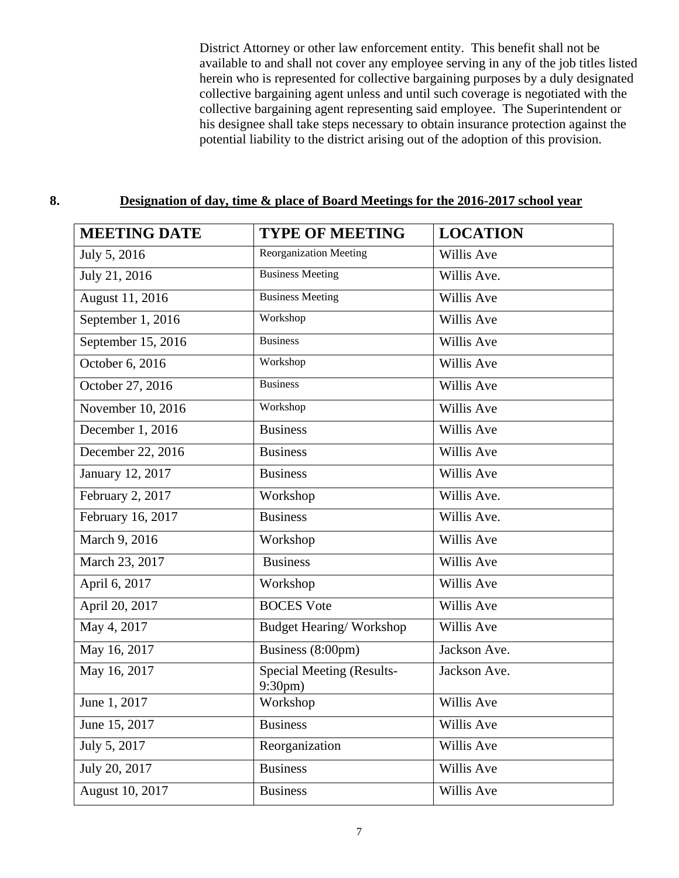District Attorney or other law enforcement entity. This benefit shall not be available to and shall not cover any employee serving in any of the job titles listed herein who is represented for collective bargaining purposes by a duly designated collective bargaining agent unless and until such coverage is negotiated with the collective bargaining agent representing said employee. The Superintendent or his designee shall take steps necessary to obtain insurance protection against the potential liability to the district arising out of the adoption of this provision.

## 8. Designation of day, time & place of Board Meetings for the 2016-2017 school year

| MEETING DATE | TYPE OF MEETING | LOCATION |
|---|---|---|
| July 5, 2016 | Reorganization Meeting | Willis Ave |
| July 21, 2016 | Business Meeting | Willis Ave. |
| August 11, 2016 | Business Meeting | Willis Ave |
| September 1, 2016 | Workshop | Willis Ave |
| September 15, 2016 | Business | Willis Ave |
| October 6, 2016 | Workshop | Willis Ave |
| October 27, 2016 | Business | Willis Ave |
| November 10, 2016 | Workshop | Willis Ave |
| December 1, 2016 | Business | Willis Ave |
| December 22, 2016 | Business | Willis Ave |
| January 12, 2017 | Business | Willis Ave |
| February 2, 2017 | Workshop | Willis Ave. |
| February 16, 2017 | Business | Willis Ave. |
| March 9, 2016 | Workshop | Willis Ave |
| March 23, 2017 | Business | Willis Ave |
| April 6, 2017 | Workshop | Willis Ave |
| April 20, 2017 | BOCES Vote | Willis Ave |
| May 4, 2017 | Budget Hearing/ Workshop | Willis Ave |
| May 16, 2017 | Business (8:00pm) | Jackson Ave. |
| May 16, 2017 | Special Meeting (Results- 9:30pm) | Jackson Ave. |
| June 1, 2017 | Workshop | Willis Ave |
| June 15, 2017 | Business | Willis Ave |
| July 5, 2017 | Reorganization | Willis Ave |
| July 20, 2017 | Business | Willis Ave |
| August 10, 2017 | Business | Willis Ave |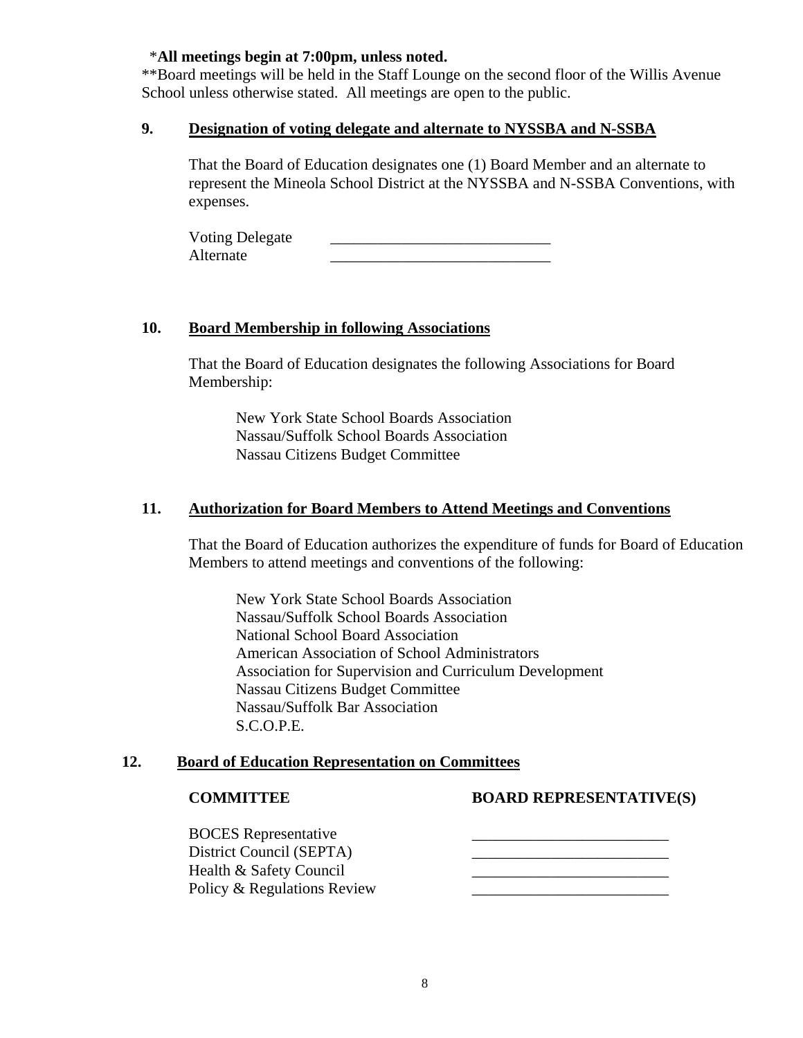\***All meetings begin at 7:00pm, unless noted.**
\*\*Board meetings will be held in the Staff Lounge on the second floor of the Willis Avenue School unless otherwise stated. All meetings are open to the public.

**9. Designation of voting delegate and alternate to NYSSBA and N-SSBA**

That the Board of Education designates one (1) Board Member and an alternate to represent the Mineola School District at the NYSSBA and N-SSBA Conventions, with expenses.

Voting Delegate ____________________________
Alternate ____________________________

**10. Board Membership in following Associations**

That the Board of Education designates the following Associations for Board Membership:

New York State School Boards Association
Nassau/Suffolk School Boards Association
Nassau Citizens Budget Committee

**11. Authorization for Board Members to Attend Meetings and Conventions**

That the Board of Education authorizes the expenditure of funds for Board of Education Members to attend meetings and conventions of the following:

New York State School Boards Association
Nassau/Suffolk School Boards Association
National School Board Association
American Association of School Administrators
Association for Supervision and Curriculum Development
Nassau Citizens Budget Committee
Nassau/Suffolk Bar Association
S.C.O.P.E.

**12. Board of Education Representation on Committees**

| COMMITTEE | BOARD REPRESENTATIVE(S) |
|---|---|
| BOCES Representative | _________________________ |
| District Council (SEPTA) | _________________________ |
| Health & Safety Council | _________________________ |
| Policy & Regulations Review | _________________________ |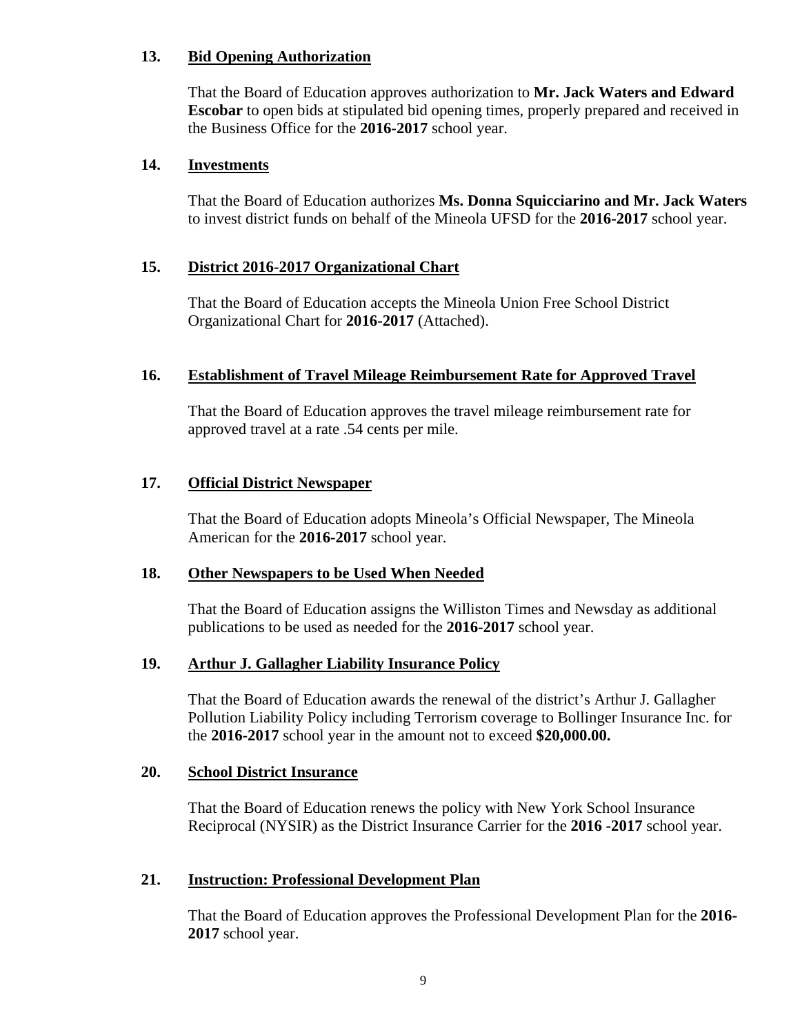**13. Bid Opening Authorization**

That the Board of Education approves authorization to **Mr. Jack Waters and Edward Escobar** to open bids at stipulated bid opening times, properly prepared and received in the Business Office for the **2016-2017** school year.

**14. Investments**

That the Board of Education authorizes **Ms. Donna Squicciarino and Mr. Jack Waters** to invest district funds on behalf of the Mineola UFSD for the **2016-2017** school year.

**15. District 2016-2017 Organizational Chart**

That the Board of Education accepts the Mineola Union Free School District Organizational Chart for **2016-2017** (Attached).

**16. Establishment of Travel Mileage Reimbursement Rate for Approved Travel**

That the Board of Education approves the travel mileage reimbursement rate for approved travel at a rate .54 cents per mile.

**17. Official District Newspaper**

That the Board of Education adopts Mineola's Official Newspaper, The Mineola American for the **2016-2017** school year.

**18. Other Newspapers to be Used When Needed**

That the Board of Education assigns the Williston Times and Newsday as additional publications to be used as needed for the **2016-2017** school year.

**19. Arthur J. Gallagher Liability Insurance Policy**

That the Board of Education awards the renewal of the district's Arthur J. Gallagher Pollution Liability Policy including Terrorism coverage to Bollinger Insurance Inc. for the **2016-2017** school year in the amount not to exceed **$20,000.00.**

**20. School District Insurance**

That the Board of Education renews the policy with New York School Insurance Reciprocal (NYSIR) as the District Insurance Carrier for the **2016 -2017** school year.

**21. Instruction: Professional Development Plan**

That the Board of Education approves the Professional Development Plan for the **2016-2017** school year.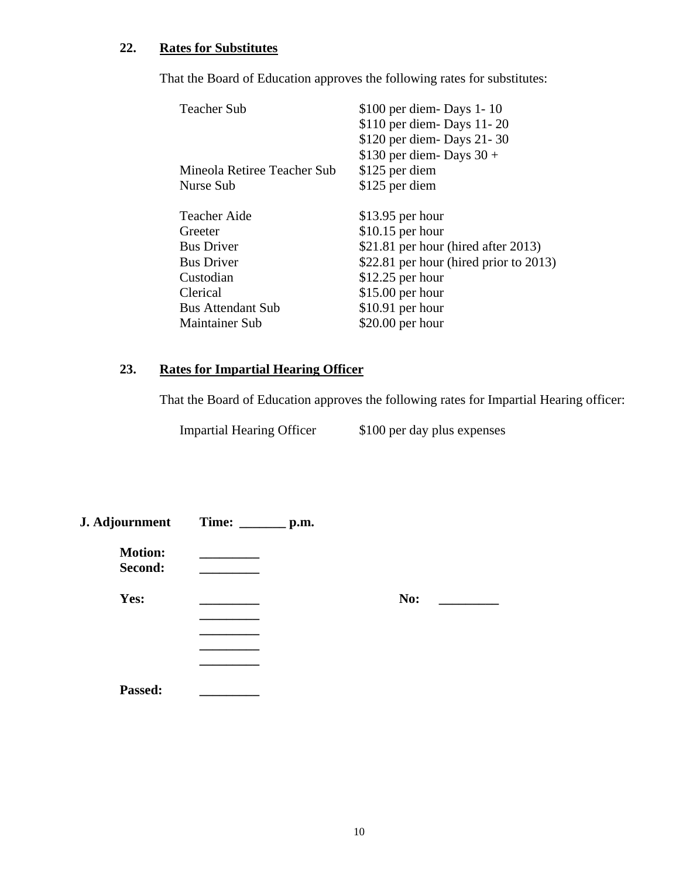**22. Rates for Substitutes**

That the Board of Education approves the following rates for substitutes:

| | |
|---|---|
| Teacher Sub | $100 per diem- Days 1- 10 |
| | $110 per diem- Days 11- 20 |
| | $120 per diem- Days 21- 30 |
| | $130 per diem- Days 30 + |
| Mineola Retiree Teacher Sub | $125 per diem |
| Nurse Sub | $125 per diem |
| Teacher Aide | $13.95 per hour |
| Greeter | $10.15 per hour |
| Bus Driver | $21.81 per hour (hired after 2013) |
| Bus Driver | $22.81 per hour (hired prior to 2013) |
| Custodian | $12.25 per hour |
| Clerical | $15.00 per hour |
| Bus Attendant Sub | $10.91 per hour |
| Maintainer Sub | $20.00 per hour |

**23. Rates for Impartial Hearing Officer**

That the Board of Education approves the following rates for Impartial Hearing officer:

Impartial Hearing Officer $100 per day plus expenses

**J. Adjournment** **Time: _______ p.m.**

**Motion:** _________
**Second:** _________

**Yes:** _________ **No:** _________
_________
_________
_________
_________

**Passed:** _________